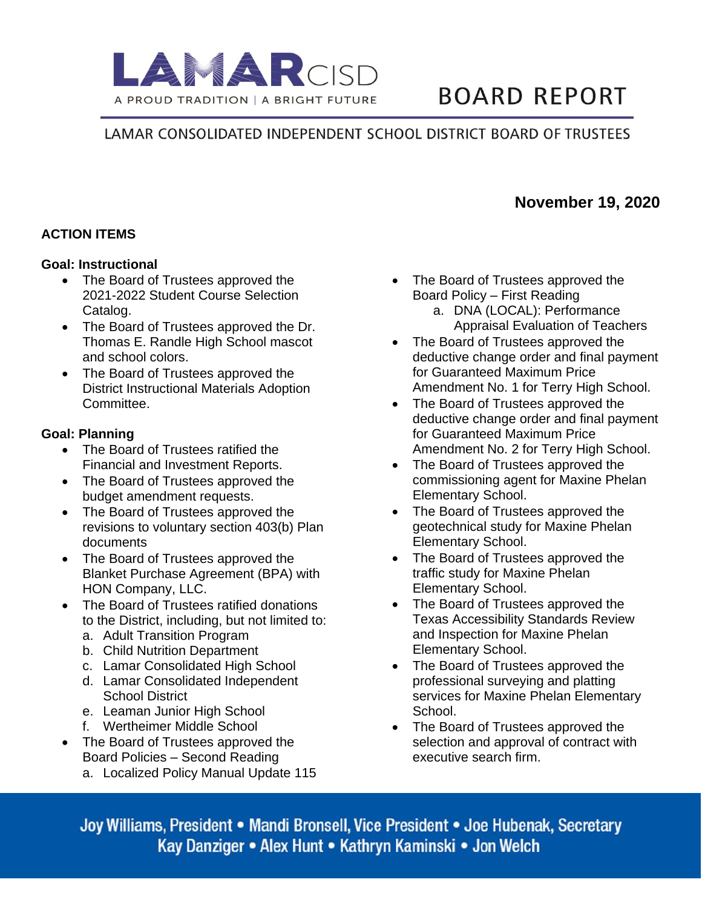LAMAR CISD

A PROUD TRADITION | A BRIGHT FUTURE

# BOARD REPORT

LAMAR CONSOLIDATED INDEPENDENT SCHOOL DISTRICT BOARD OF TRUSTEES

**November 19, 2020**

## ACTION ITEMS

### Goal: Instructional

- The Board of Trustees approved the 2021-2022 Student Course Selection Catalog.
- The Board of Trustees approved the Dr. Thomas E. Randle High School mascot and school colors.
- The Board of Trustees approved the District Instructional Materials Adoption Committee.

### Goal: Planning

- The Board of Trustees ratified the Financial and Investment Reports.
- The Board of Trustees approved the budget amendment requests.
- The Board of Trustees approved the revisions to voluntary section 403(b) Plan documents
- The Board of Trustees approved the Blanket Purchase Agreement (BPA) with HON Company, LLC.
- The Board of Trustees ratified donations to the District, including, but not limited to:
  a. Adult Transition Program
  b. Child Nutrition Department
  c. Lamar Consolidated High School
  d. Lamar Consolidated Independent School District
  e. Leaman Junior High School
  f. Wertheimer Middle School
- The Board of Trustees approved the Board Policies – Second Reading
  a. Localized Policy Manual Update 115
- The Board of Trustees approved the Board Policy – First Reading
  a. DNA (LOCAL): Performance Appraisal Evaluation of Teachers
- The Board of Trustees approved the deductive change order and final payment for Guaranteed Maximum Price Amendment No. 1 for Terry High School.
- The Board of Trustees approved the deductive change order and final payment for Guaranteed Maximum Price Amendment No. 2 for Terry High School.
- The Board of Trustees approved the commissioning agent for Maxine Phelan Elementary School.
- The Board of Trustees approved the geotechnical study for Maxine Phelan Elementary School.
- The Board of Trustees approved the traffic study for Maxine Phelan Elementary School.
- The Board of Trustees approved the Texas Accessibility Standards Review and Inspection for Maxine Phelan Elementary School.
- The Board of Trustees approved the professional surveying and platting services for Maxine Phelan Elementary School.
- The Board of Trustees approved the selection and approval of contract with executive search firm.

Joy Williams, President • Mandi Bronsell, Vice President • Joe Hubenak, Secretary
Kay Danziger • Alex Hunt • Kathryn Kaminski • Jon Welch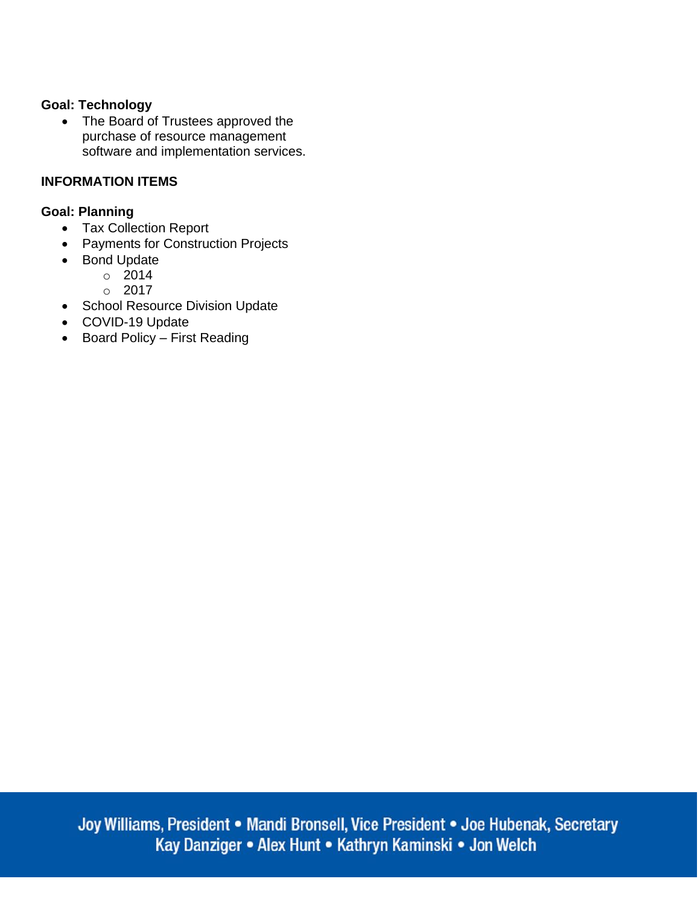**Goal: Technology**

- The Board of Trustees approved the purchase of resource management software and implementation services.

**INFORMATION ITEMS**

**Goal: Planning**

- Tax Collection Report
- Payments for Construction Projects
- Bond Update
    - 2014
    - 2017
- School Resource Division Update
- COVID-19 Update
- Board Policy – First Reading